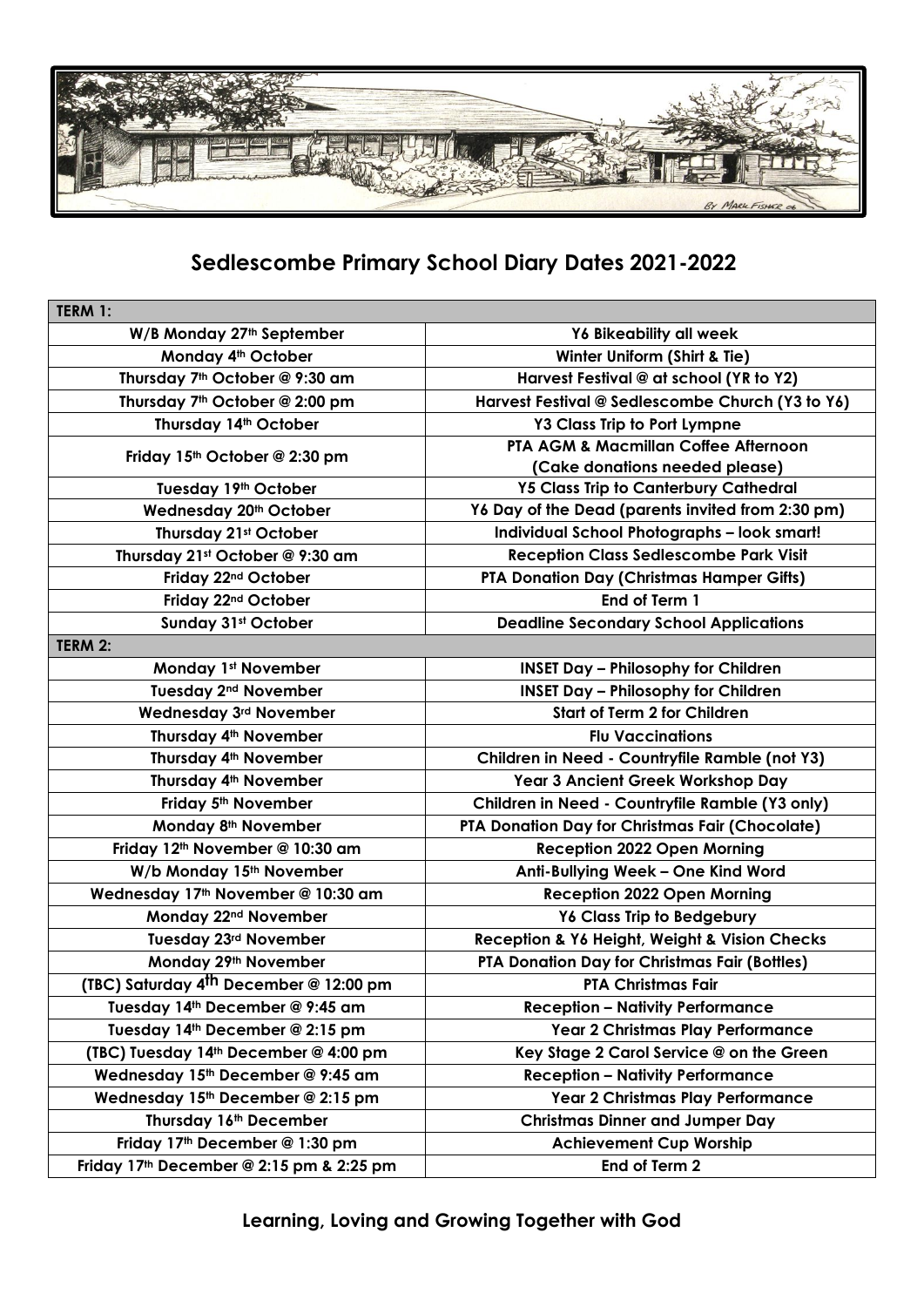# Sedlescombe Primary School Diary Dates 2021-2022

| TERM 1: | |
|---|---|
| W/B Monday 27th September | Y6 Bikeability all week |
| Monday 4th October | Winter Uniform (Shirt & Tie) |
| Thursday 7th October @ 9:30 am | Harvest Festival @ at school (YR to Y2) |
| Thursday 7th October @ 2:00 pm | Harvest Festival @ Sedlescombe Church (Y3 to Y6) |
| Thursday 14th October | Y3 Class Trip to Port Lympne |
| Friday 15th October @ 2:30 pm | PTA AGM & Macmillan Coffee Afternoon (Cake donations needed please) |
| Tuesday 19th October | Y5 Class Trip to Canterbury Cathedral |
| Wednesday 20th October | Y6 Day of the Dead (parents invited from 2:30 pm) |
| Thursday 21st October | Individual School Photographs – look smart! |
| Thursday 21st October @ 9:30 am | Reception Class Sedlescombe Park Visit |
| Friday 22nd October | PTA Donation Day (Christmas Hamper Gifts) |
| Friday 22nd October | End of Term 1 |
| Sunday 31st October | Deadline Secondary School Applications |
| **TERM 2:** | |
| Monday 1st November | INSET Day – Philosophy for Children |
| Tuesday 2nd November | INSET Day – Philosophy for Children |
| Wednesday 3rd November | Start of Term 2 for Children |
| Thursday 4th November | Flu Vaccinations |
| Thursday 4th November | Children in Need - Countryfile Ramble (not Y3) |
| Thursday 4th November | Year 3 Ancient Greek Workshop Day |
| Friday 5th November | Children in Need - Countryfile Ramble (Y3 only) |
| Monday 8th November | PTA Donation Day for Christmas Fair (Chocolate) |
| Friday 12th November @ 10:30 am | Reception 2022 Open Morning |
| W/b Monday 15th November | Anti-Bullying Week – One Kind Word |
| Wednesday 17th November @ 10:30 am | Reception 2022 Open Morning |
| Monday 22nd November | Y6 Class Trip to Bedgebury |
| Tuesday 23rd November | Reception & Y6 Height, Weight & Vision Checks |
| Monday 29th November | PTA Donation Day for Christmas Fair (Bottles) |
| (TBC) Saturday 4th December @ 12:00 pm | PTA Christmas Fair |
| Tuesday 14th December @ 9:45 am | Reception – Nativity Performance |
| Tuesday 14th December @ 2:15 pm | Year 2 Christmas Play Performance |
| (TBC) Tuesday 14th December @ 4:00 pm | Key Stage 2 Carol Service @ on the Green |
| Wednesday 15th December @ 9:45 am | Reception – Nativity Performance |
| Wednesday 15th December @ 2:15 pm | Year 2 Christmas Play Performance |
| Thursday 16th December | Christmas Dinner and Jumper Day |
| Friday 17th December @ 1:30 pm | Achievement Cup Worship |
| Friday 17th December @ 2:15 pm & 2:25 pm | End of Term 2 |

**Learning, Loving and Growing Together with God**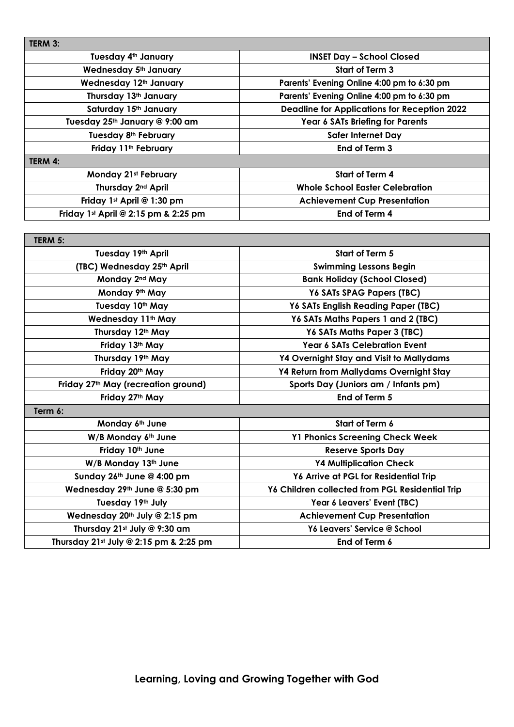| TERM 3: | |
| --- | --- |
| Tuesday 4th January | INSET Day – School Closed |
| Wednesday 5th January | Start of Term 3 |
| Wednesday 12th January | Parents' Evening Online 4:00 pm to 6:30 pm |
| Thursday 13th January | Parents' Evening Online 4:00 pm to 6:30 pm |
| Saturday 15th January | Deadline for Applications for Reception 2022 |
| Tuesday 25th January @ 9:00 am | Year 6 SATs Briefing for Parents |
| Tuesday 8th February | Safer Internet Day |
| Friday 11th February | End of Term 3 |
| **TERM 4:** | |
| Monday 21st February | Start of Term 4 |
| Thursday 2nd April | Whole School Easter Celebration |
| Friday 1st April @ 1:30 pm | Achievement Cup Presentation |
| Friday 1st April @ 2:15 pm & 2:25 pm | End of Term 4 |

| TERM 5: | |
| --- | --- |
| Tuesday 19th April | Start of Term 5 |
| (TBC) Wednesday 25th April | Swimming Lessons Begin |
| Monday 2nd May | Bank Holiday (School Closed) |
| Monday 9th May | Y6 SATs SPAG Papers (TBC) |
| Tuesday 10th May | Y6 SATs English Reading Paper (TBC) |
| Wednesday 11th May | Y6 SATs Maths Papers 1 and 2 (TBC) |
| Thursday 12th May | Y6 SATs Maths Paper 3 (TBC) |
| Friday 13th May | Year 6 SATs Celebration Event |
| Thursday 19th May | Y4 Overnight Stay and Visit to Mallydams |
| Friday 20th May | Y4 Return from Mallydams Overnight Stay |
| Friday 27th May (recreation ground) | Sports Day (Juniors am / Infants pm) |
| Friday 27th May | End of Term 5 |
| **Term 6:** | |
| Monday 6th June | Start of Term 6 |
| W/B Monday 6th June | Y1 Phonics Screening Check Week |
| Friday 10th June | Reserve Sports Day |
| W/B Monday 13th June | Y4 Multiplication Check |
| Sunday 26th June @ 4:00 pm | Y6 Arrive at PGL for Residential Trip |
| Wednesday 29th June @ 5:30 pm | Y6 Children collected from PGL Residential Trip |
| Tuesday 19th July | Year 6 Leavers' Event (TBC) |
| Wednesday 20th July @ 2:15 pm | Achievement Cup Presentation |
| Thursday 21st July @ 9:30 am | Y6 Leavers' Service @ School |
| Thursday 21st July @ 2:15 pm & 2:25 pm | End of Term 6 |

**Learning, Loving and Growing Together with God**